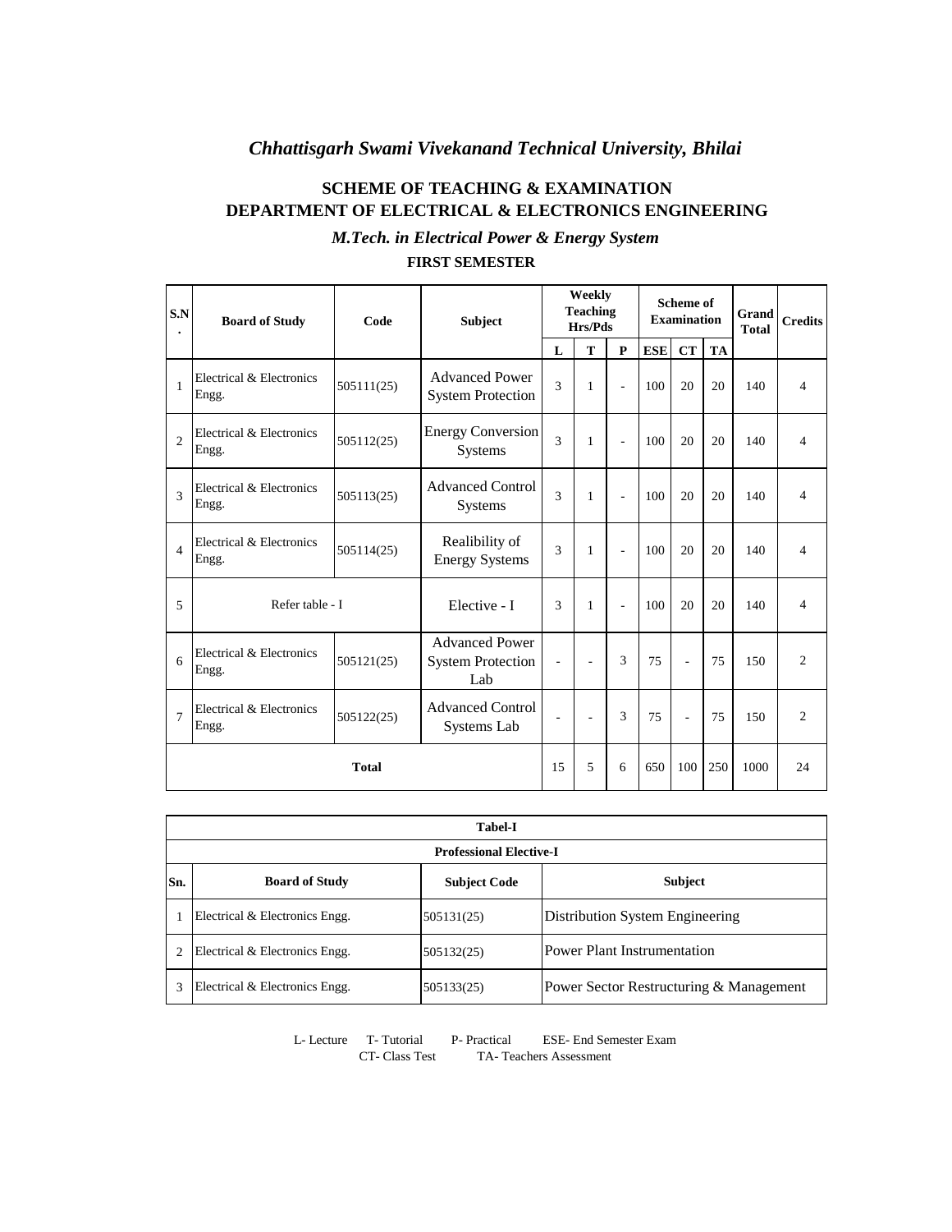# *Chhattisgarh Swami Vivekanand Technical University, Bhilai*

## SCHEME OF TEACHING & EXAMINATION
## DEPARTMENT OF ELECTRICAL & ELECTRONICS ENGINEERING

### *M.Tech. in Electrical Power & Energy System*

**FIRST SEMESTER**

| S.N. | Board of Study | Code | Subject | Weekly Teaching Hrs/Pds | | | Scheme of Examination | | | Grand Total | Credits |
|---|---|---|---|---|---|---|---|---|---|---|---|
| | | | | L | T | P | ESE | CT | TA | | |
| 1 | Electrical & Electronics Engg. | 505111(25) | Advanced Power System Protection | 3 | 1 | - | 100 | 20 | 20 | 140 | 4 |
| 2 | Electrical & Electronics Engg. | 505112(25) | Energy Conversion Systems | 3 | 1 | - | 100 | 20 | 20 | 140 | 4 |
| 3 | Electrical & Electronics Engg. | 505113(25) | Advanced Control Systems | 3 | 1 | - | 100 | 20 | 20 | 140 | 4 |
| 4 | Electrical & Electronics Engg. | 505114(25) | Realibility of Energy Systems | 3 | 1 | - | 100 | 20 | 20 | 140 | 4 |
| 5 | Refer table - I | | Elective - I | 3 | 1 | - | 100 | 20 | 20 | 140 | 4 |
| 6 | Electrical & Electronics Engg. | 505121(25) | Advanced Power System Protection Lab | - | - | 3 | 75 | - | 75 | 150 | 2 |
| 7 | Electrical & Electronics Engg. | 505122(25) | Advanced Control Systems Lab | - | - | 3 | 75 | - | 75 | 150 | 2 |
| **Total** | | | | 15 | 5 | 6 | 650 | 100 | 250 | 1000 | 24 |

| Tabel-I | | | |
|---|---|---|---|
| **Professional Elective-I** | | | |
| **Sn.** | **Board of Study** | **Subject Code** | **Subject** |
| 1 | Electrical & Electronics Engg. | 505131(25) | Distribution System Engineering |
| 2 | Electrical & Electronics Engg. | 505132(25) | Power Plant Instrumentation |
| 3 | Electrical & Electronics Engg. | 505133(25) | Power Sector Restructuring & Management |

L- Lecture T- Tutorial P- Practical ESE- End Semester Exam
CT- Class Test TA- Teachers Assessment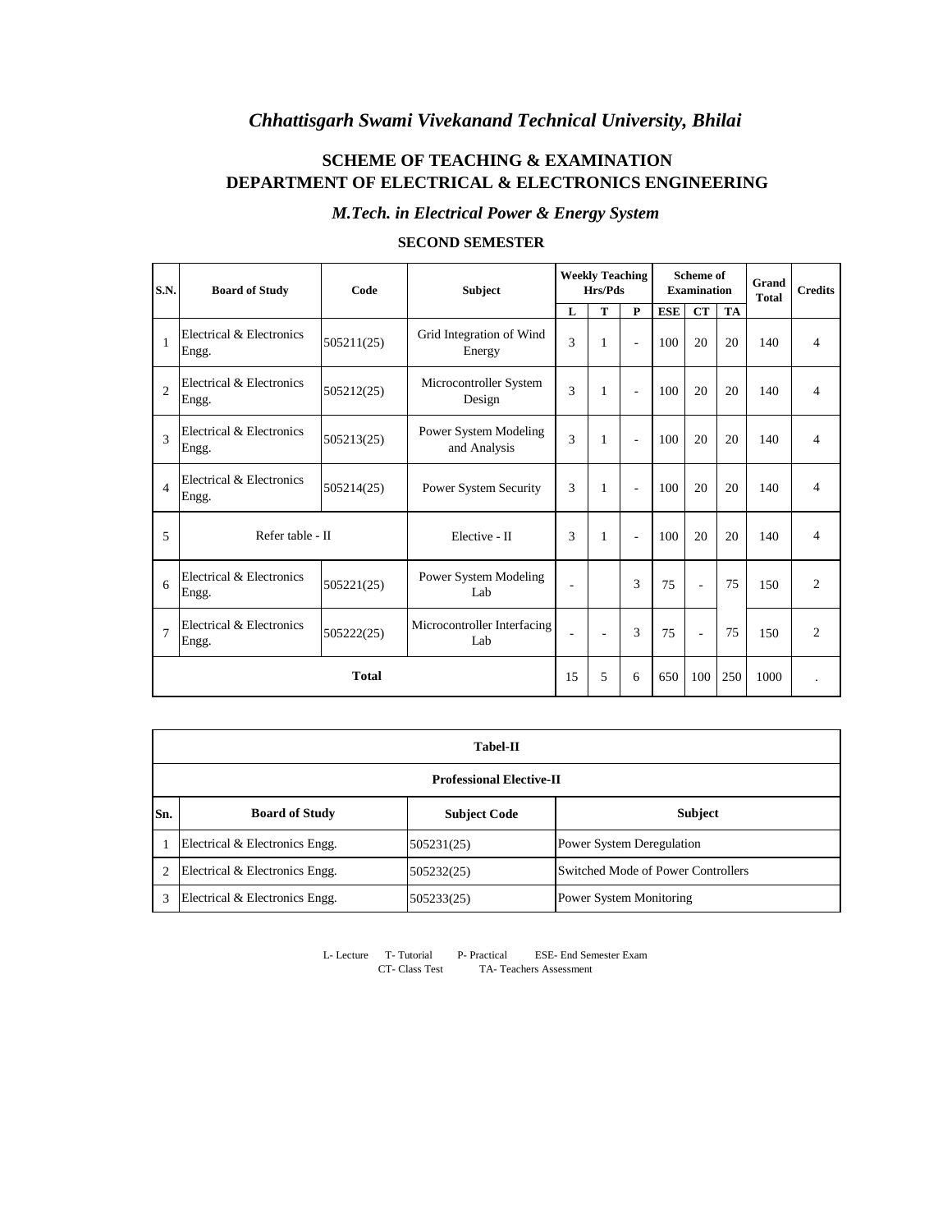## *Chhattisgarh Swami Vivekanand Technical University, Bhilai*

### SCHEME OF TEACHING & EXAMINATION
### DEPARTMENT OF ELECTRICAL & ELECTRONICS ENGINEERING

### *M.Tech. in Electrical Power & Energy System*

**SECOND SEMESTER**

| S.N. | Board of Study | Code | Subject | Weekly Teaching Hrs/Pds | | | Scheme of Examination | | | Grand Total | Credits |
|---|---|---|---|---|---|---|---|---|---|---|---|
| | | | | L | T | P | ESE | CT | TA | | |
| 1 | Electrical & Electronics Engg. | 505211(25) | Grid Integration of Wind Energy | 3 | 1 | - | 100 | 20 | 20 | 140 | 4 |
| 2 | Electrical & Electronics Engg. | 505212(25) | Microcontroller System Design | 3 | 1 | - | 100 | 20 | 20 | 140 | 4 |
| 3 | Electrical & Electronics Engg. | 505213(25) | Power System Modeling and Analysis | 3 | 1 | - | 100 | 20 | 20 | 140 | 4 |
| 4 | Electrical & Electronics Engg. | 505214(25) | Power System Security | 3 | 1 | - | 100 | 20 | 20 | 140 | 4 |
| 5 | Refer table - II | | Elective - II | 3 | 1 | - | 100 | 20 | 20 | 140 | 4 |
| 6 | Electrical & Electronics Engg. | 505221(25) | Power System Modeling Lab | - | | 3 | 75 | - | 75 | 150 | 2 |
| 7 | Electrical & Electronics Engg. | 505222(25) | Microcontroller Interfacing Lab | - | - | 3 | 75 | - | 75 | 150 | 2 |
| **Total** | | | | 15 | 5 | 6 | 650 | 100 | 250 | 1000 | . |

| Tabel-II | | | |
|---|---|---|---|
| **Professional Elective-II** | | | |
| **Sn.** | **Board of Study** | **Subject Code** | **Subject** |
| 1 | Electrical & Electronics Engg. | 505231(25) | Power System Deregulation |
| 2 | Electrical & Electronics Engg. | 505232(25) | Switched Mode of Power Controllers |
| 3 | Electrical & Electronics Engg. | 505233(25) | Power System Monitoring |

L- Lecture T- Tutorial P- Practical ESE- End Semester Exam
CT- Class Test TA- Teachers Assessment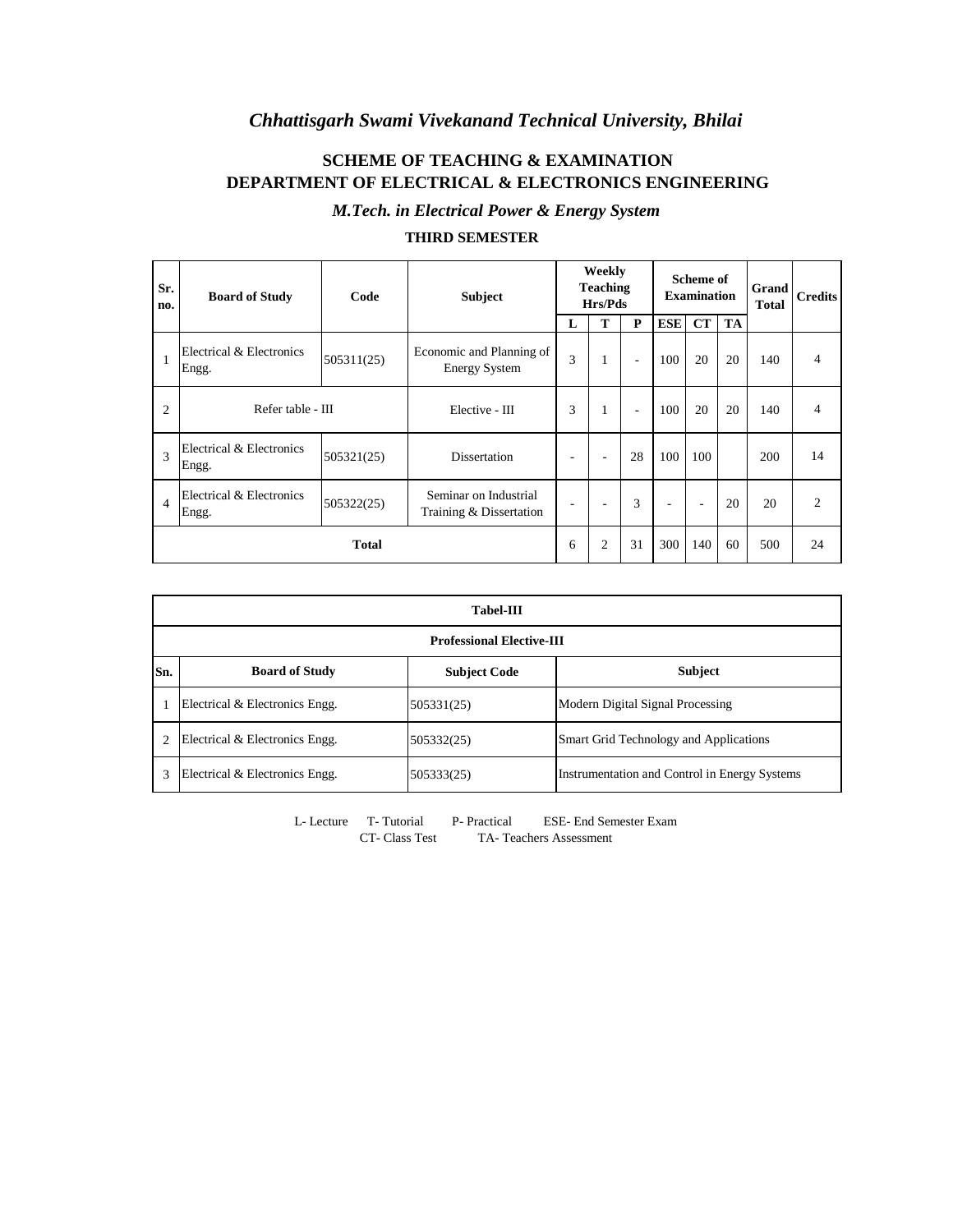# *Chhattisgarh Swami Vivekanand Technical University, Bhilai*

## SCHEME OF TEACHING & EXAMINATION
## DEPARTMENT OF ELECTRICAL & ELECTRONICS ENGINEERING

### *M.Tech. in Electrical Power & Energy System*

**THIRD SEMESTER**

| Sr. no. | Board of Study | Code | Subject | Weekly Teaching Hrs/Pds | | | Scheme of Examination | | | Grand Total | Credits |
|---|---|---|---|---|---|---|---|---|---|---|---|
| | | | | L | T | P | ESE | CT | TA | | |
| 1 | Electrical & Electronics Engg. | 505311(25) | Economic and Planning of Energy System | 3 | 1 | - | 100 | 20 | 20 | 140 | 4 |
| 2 | Refer table - III | | Elective - III | 3 | 1 | - | 100 | 20 | 20 | 140 | 4 |
| 3 | Electrical & Electronics Engg. | 505321(25) | Dissertation | - | - | 28 | 100 | 100 | | 200 | 14 |
| 4 | Electrical & Electronics Engg. | 505322(25) | Seminar on Industrial Training & Dissertation | - | - | 3 | - | - | 20 | 20 | 2 |
| Total | | | | 6 | 2 | 31 | 300 | 140 | 60 | 500 | 24 |

| Tabel-III | | | |
|---|---|---|---|
| **Professional Elective-III** | | | |
| **Sn.** | **Board of Study** | **Subject Code** | **Subject** |
| 1 | Electrical & Electronics Engg. | 505331(25) | Modern Digital Signal Processing |
| 2 | Electrical & Electronics Engg. | 505332(25) | Smart Grid Technology and Applications |
| 3 | Electrical & Electronics Engg. | 505333(25) | Instrumentation and Control in Energy Systems |

L- Lecture T- Tutorial P- Practical ESE- End Semester Exam
CT- Class Test TA- Teachers Assessment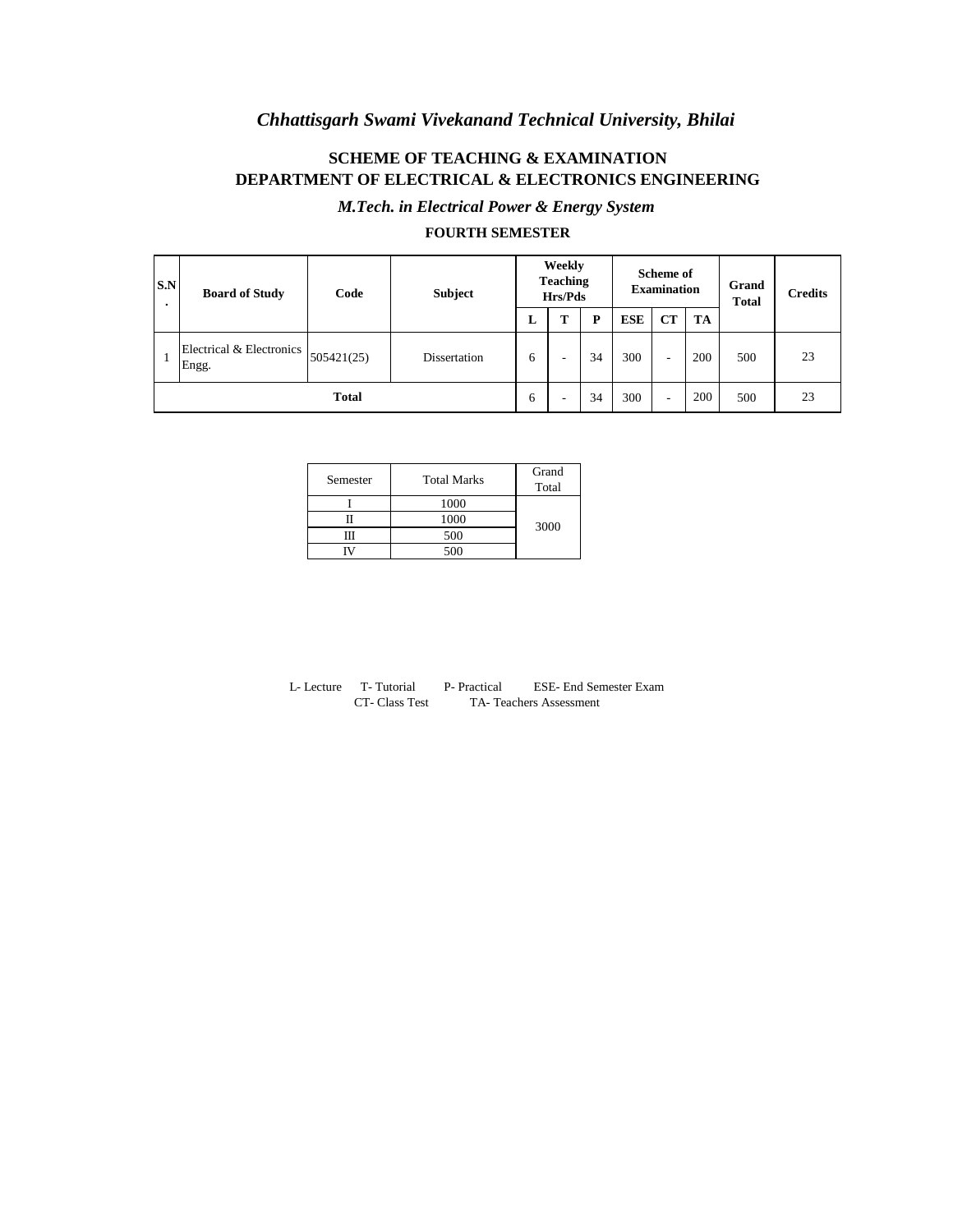# *Chhattisgarh Swami Vivekanand Technical University, Bhilai*

## SCHEME OF TEACHING & EXAMINATION
## DEPARTMENT OF ELECTRICAL & ELECTRONICS ENGINEERING

### *M.Tech. in Electrical Power & Energy System*

**FOURTH SEMESTER**

| S.N. | Board of Study | Code | Subject | Weekly Teaching Hrs/Pds | | | Scheme of Examination | | | Grand Total | Credits |
|---|---|---|---|---|---|---|---|---|---|---|---|
| | | | | L | T | P | ESE | CT | TA | | |
| 1 | Electrical & Electronics Engg. | 505421(25) | Dissertation | 6 | - | 34 | 300 | - | 200 | 500 | 23 |
| **Total** | | | | 6 | - | 34 | 300 | - | 200 | 500 | 23 |

| Semester | Total Marks | Grand Total |
|---|---|---|
| I | 1000 | 3000 |
| II | 1000 | |
| III | 500 | |
| IV | 500 | |

L- Lecture T- Tutorial P- Practical ESE- End Semester Exam
CT- Class Test TA- Teachers Assessment